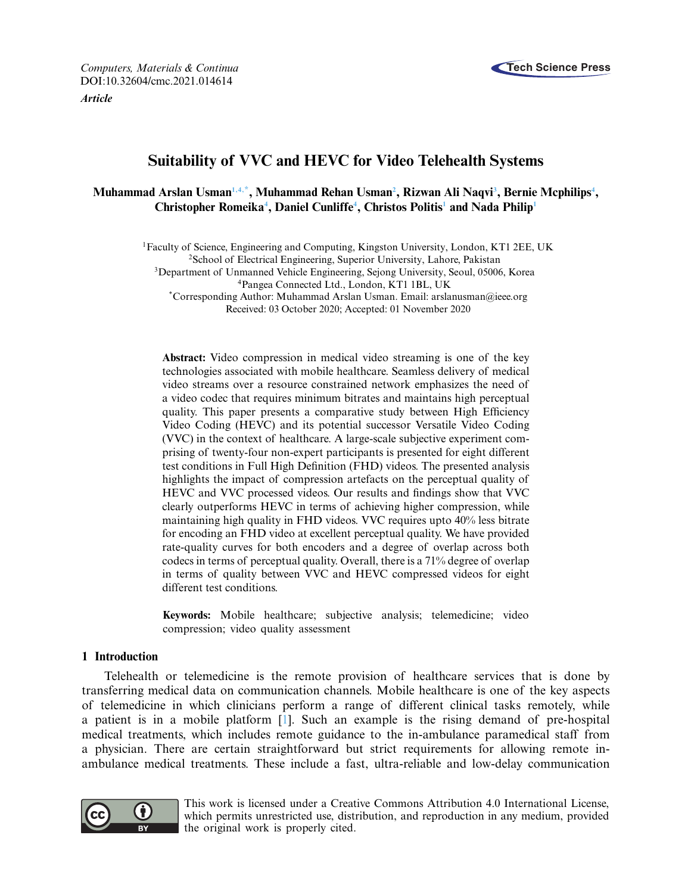*Computers, Materials & Continua*
DOI:10.32604/cmc.2021.014614

*Article*

# Suitability of VVC and HEVC for Video Telehealth Systems

**Muhammad Arslan Usman[1,4,*], Muhammad Rehan Usman[2], Rizwan Ali Naqvi[3], Bernie Mcphilips[4], Christopher Romeika[4], Daniel Cunliffe[4], Christos Politis[1] and Nada Philip[1]**

[1]Faculty of Science, Engineering and Computing, Kingston University, London, KT1 2EE, UK
[2]School of Electrical Engineering, Superior University, Lahore, Pakistan
[3]Department of Unmanned Vehicle Engineering, Sejong University, Seoul, 05006, Korea
[4]Pangea Connected Ltd., London, KT1 1BL, UK
[*]Corresponding Author: Muhammad Arslan Usman. Email: arslanusman@ieee.org
Received: 03 October 2020; Accepted: 01 November 2020

**Abstract:** Video compression in medical video streaming is one of the key technologies associated with mobile healthcare. Seamless delivery of medical video streams over a resource constrained network emphasizes the need of a video codec that requires minimum bitrates and maintains high perceptual quality. This paper presents a comparative study between High Efficiency Video Coding (HEVC) and its potential successor Versatile Video Coding (VVC) in the context of healthcare. A large-scale subjective experiment comprising of twenty-four non-expert participants is presented for eight different test conditions in Full High Definition (FHD) videos. The presented analysis highlights the impact of compression artefacts on the perceptual quality of HEVC and VVC processed videos. Our results and findings show that VVC clearly outperforms HEVC in terms of achieving higher compression, while maintaining high quality in FHD videos. VVC requires upto 40% less bitrate for encoding an FHD video at excellent perceptual quality. We have provided rate-quality curves for both encoders and a degree of overlap across both codecs in terms of perceptual quality. Overall, there is a 71% degree of overlap in terms of quality between VVC and HEVC compressed videos for eight different test conditions.

**Keywords:** Mobile healthcare; subjective analysis; telemedicine; video compression; video quality assessment

## 1 Introduction

Telehealth or telemedicine is the remote provision of healthcare services that is done by transferring medical data on communication channels. Mobile healthcare is one of the key aspects of telemedicine in which clinicians perform a range of different clinical tasks remotely, while a patient is in a mobile platform [1]. Such an example is the rising demand of pre-hospital medical treatments, which includes remote guidance to the in-ambulance paramedical staff from a physician. There are certain straightforward but strict requirements for allowing remote in-ambulance medical treatments. These include a fast, ultra-reliable and low-delay communication

This work is licensed under a Creative Commons Attribution 4.0 International License, which permits unrestricted use, distribution, and reproduction in any medium, provided the original work is properly cited.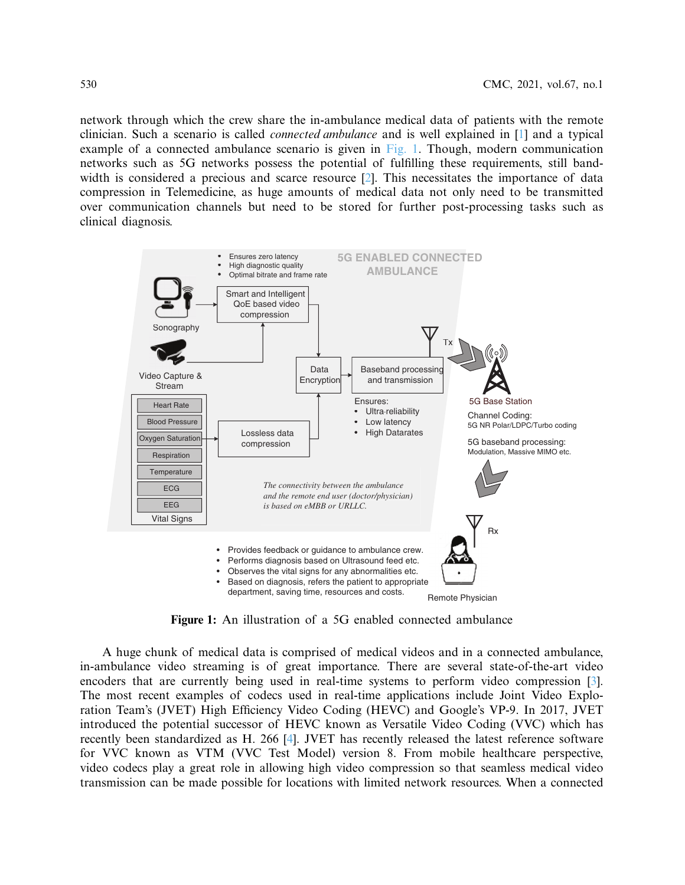network through which the crew share the in-ambulance medical data of patients with the remote clinician. Such a scenario is called *connected ambulance* and is well explained in [1] and a typical example of a connected ambulance scenario is given in Fig. 1. Though, modern communication networks such as 5G networks possess the potential of fulfilling these requirements, still bandwidth is considered a precious and scarce resource [2]. This necessitates the importance of data compression in Telemedicine, as huge amounts of medical data not only need to be transmitted over communication channels but need to be stored for further post-processing tasks such as clinical diagnosis.

**Figure 1:** An illustration of a 5G enabled connected ambulance

A huge chunk of medical data is comprised of medical videos and in a connected ambulance, in-ambulance video streaming is of great importance. There are several state-of-the-art video encoders that are currently being used in real-time systems to perform video compression [3]. The most recent examples of codecs used in real-time applications include Joint Video Exploration Team's (JVET) High Efficiency Video Coding (HEVC) and Google's VP-9. In 2017, JVET introduced the potential successor of HEVC known as Versatile Video Coding (VVC) which has recently been standardized as H. 266 [4]. JVET has recently released the latest reference software for VVC known as VTM (VVC Test Model) version 8. From mobile healthcare perspective, video codecs play a great role in allowing high video compression so that seamless medical video transmission can be made possible for locations with limited network resources. When a connected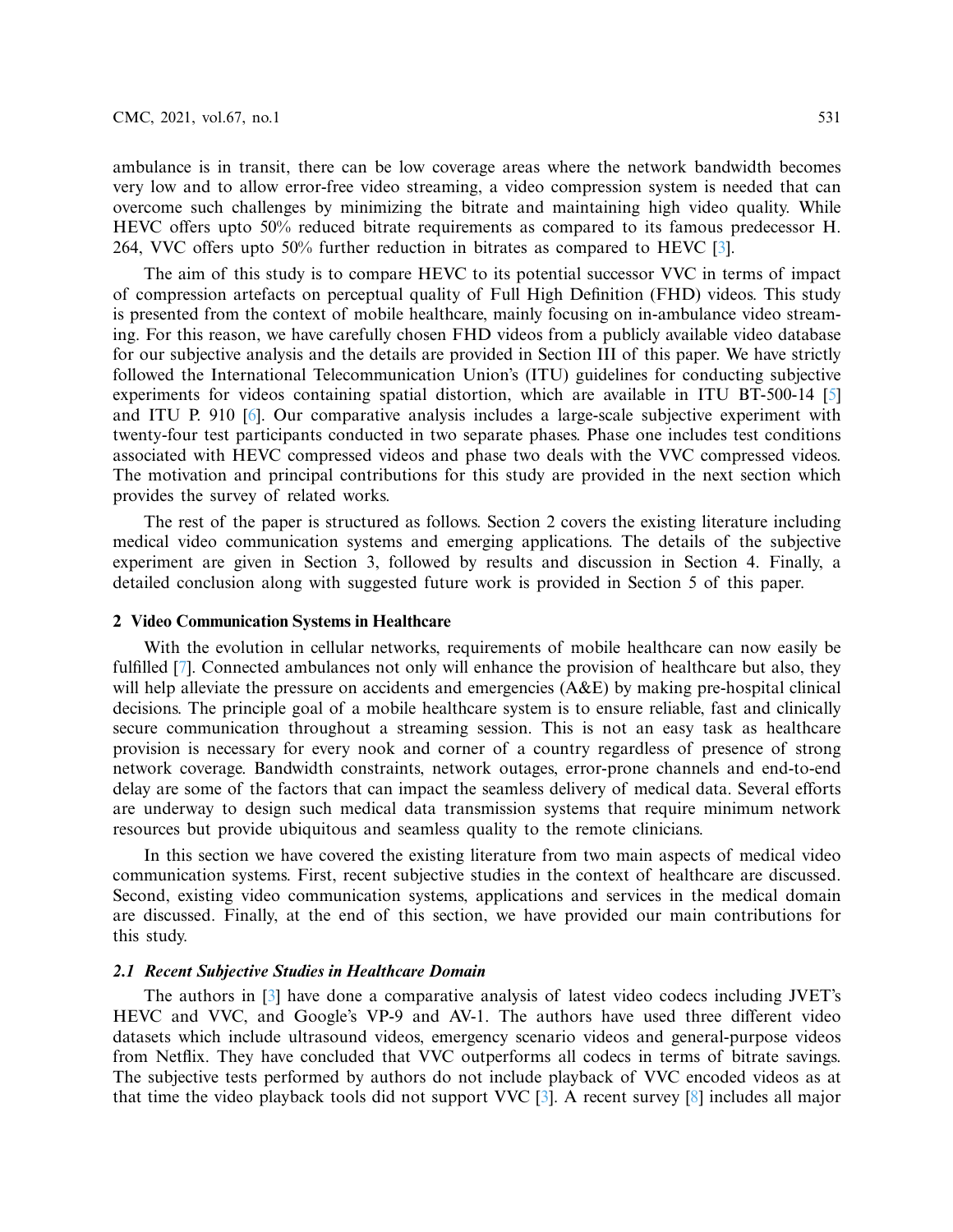ambulance is in transit, there can be low coverage areas where the network bandwidth becomes very low and to allow error-free video streaming, a video compression system is needed that can overcome such challenges by minimizing the bitrate and maintaining high video quality. While HEVC offers upto 50% reduced bitrate requirements as compared to its famous predecessor H. 264, VVC offers upto 50% further reduction in bitrates as compared to HEVC [3].

The aim of this study is to compare HEVC to its potential successor VVC in terms of impact of compression artefacts on perceptual quality of Full High Definition (FHD) videos. This study is presented from the context of mobile healthcare, mainly focusing on in-ambulance video streaming. For this reason, we have carefully chosen FHD videos from a publicly available video database for our subjective analysis and the details are provided in Section III of this paper. We have strictly followed the International Telecommunication Union's (ITU) guidelines for conducting subjective experiments for videos containing spatial distortion, which are available in ITU BT-500-14 [5] and ITU P. 910 [6]. Our comparative analysis includes a large-scale subjective experiment with twenty-four test participants conducted in two separate phases. Phase one includes test conditions associated with HEVC compressed videos and phase two deals with the VVC compressed videos. The motivation and principal contributions for this study are provided in the next section which provides the survey of related works.

The rest of the paper is structured as follows. Section 2 covers the existing literature including medical video communication systems and emerging applications. The details of the subjective experiment are given in Section 3, followed by results and discussion in Section 4. Finally, a detailed conclusion along with suggested future work is provided in Section 5 of this paper.

## 2 Video Communication Systems in Healthcare

With the evolution in cellular networks, requirements of mobile healthcare can now easily be fulfilled [7]. Connected ambulances not only will enhance the provision of healthcare but also, they will help alleviate the pressure on accidents and emergencies (A&E) by making pre-hospital clinical decisions. The principle goal of a mobile healthcare system is to ensure reliable, fast and clinically secure communication throughout a streaming session. This is not an easy task as healthcare provision is necessary for every nook and corner of a country regardless of presence of strong network coverage. Bandwidth constraints, network outages, error-prone channels and end-to-end delay are some of the factors that can impact the seamless delivery of medical data. Several efforts are underway to design such medical data transmission systems that require minimum network resources but provide ubiquitous and seamless quality to the remote clinicians.

In this section we have covered the existing literature from two main aspects of medical video communication systems. First, recent subjective studies in the context of healthcare are discussed. Second, existing video communication systems, applications and services in the medical domain are discussed. Finally, at the end of this section, we have provided our main contributions for this study.

### *2.1 Recent Subjective Studies in Healthcare Domain*

The authors in [3] have done a comparative analysis of latest video codecs including JVET's HEVC and VVC, and Google's VP-9 and AV-1. The authors have used three different video datasets which include ultrasound videos, emergency scenario videos and general-purpose videos from Netflix. They have concluded that VVC outperforms all codecs in terms of bitrate savings. The subjective tests performed by authors do not include playback of VVC encoded videos as at that time the video playback tools did not support VVC [3]. A recent survey [8] includes all major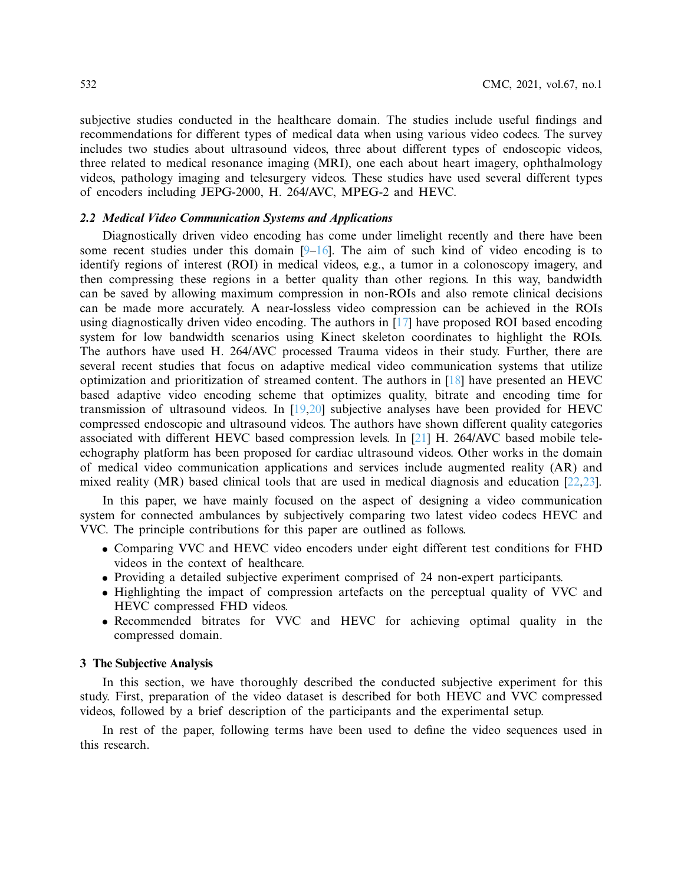subjective studies conducted in the healthcare domain. The studies include useful findings and recommendations for different types of medical data when using various video codecs. The survey includes two studies about ultrasound videos, three about different types of endoscopic videos, three related to medical resonance imaging (MRI), one each about heart imagery, ophthalmology videos, pathology imaging and telesurgery videos. These studies have used several different types of encoders including JEPG-2000, H. 264/AVC, MPEG-2 and HEVC.

### *2.2 Medical Video Communication Systems and Applications*

Diagnostically driven video encoding has come under limelight recently and there have been some recent studies under this domain [9–16]. The aim of such kind of video encoding is to identify regions of interest (ROI) in medical videos, e.g., a tumor in a colonoscopy imagery, and then compressing these regions in a better quality than other regions. In this way, bandwidth can be saved by allowing maximum compression in non-ROIs and also remote clinical decisions can be made more accurately. A near-lossless video compression can be achieved in the ROIs using diagnostically driven video encoding. The authors in [17] have proposed ROI based encoding system for low bandwidth scenarios using Kinect skeleton coordinates to highlight the ROIs. The authors have used H. 264/AVC processed Trauma videos in their study. Further, there are several recent studies that focus on adaptive medical video communication systems that utilize optimization and prioritization of streamed content. The authors in [18] have presented an HEVC based adaptive video encoding scheme that optimizes quality, bitrate and encoding time for transmission of ultrasound videos. In [19,20] subjective analyses have been provided for HEVC compressed endoscopic and ultrasound videos. The authors have shown different quality categories associated with different HEVC based compression levels. In [21] H. 264/AVC based mobile tele-echography platform has been proposed for cardiac ultrasound videos. Other works in the domain of medical video communication applications and services include augmented reality (AR) and mixed reality (MR) based clinical tools that are used in medical diagnosis and education [22,23].

In this paper, we have mainly focused on the aspect of designing a video communication system for connected ambulances by subjectively comparing two latest video codecs HEVC and VVC. The principle contributions for this paper are outlined as follows.

- Comparing VVC and HEVC video encoders under eight different test conditions for FHD videos in the context of healthcare.
- Providing a detailed subjective experiment comprised of 24 non-expert participants.
- Highlighting the impact of compression artefacts on the perceptual quality of VVC and HEVC compressed FHD videos.
- Recommended bitrates for VVC and HEVC for achieving optimal quality in the compressed domain.

## 3 The Subjective Analysis

In this section, we have thoroughly described the conducted subjective experiment for this study. First, preparation of the video dataset is described for both HEVC and VVC compressed videos, followed by a brief description of the participants and the experimental setup.

In rest of the paper, following terms have been used to define the video sequences used in this research.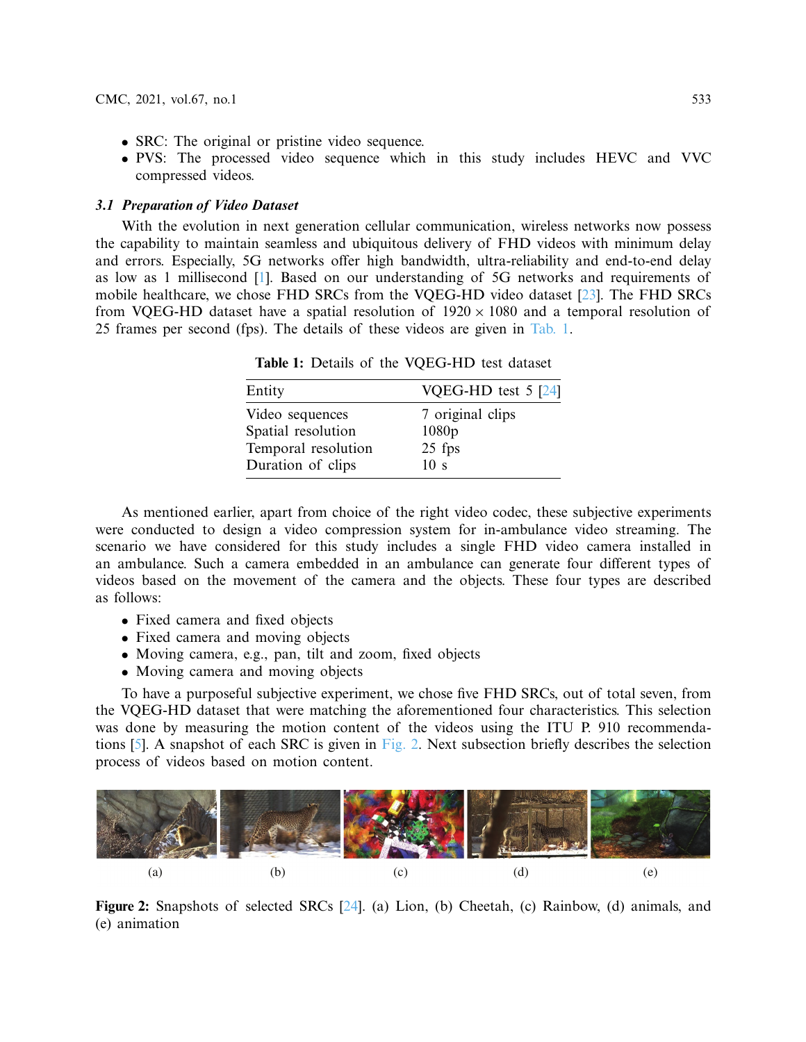- SRC: The original or pristine video sequence.
- PVS: The processed video sequence which in this study includes HEVC and VVC compressed videos.

### 3.1 Preparation of Video Dataset

With the evolution in next generation cellular communication, wireless networks now possess the capability to maintain seamless and ubiquitous delivery of FHD videos with minimum delay and errors. Especially, 5G networks offer high bandwidth, ultra-reliability and end-to-end delay as low as 1 millisecond [1]. Based on our understanding of 5G networks and requirements of mobile healthcare, we chose FHD SRCs from the VQEG-HD video dataset [23]. The FHD SRCs from VQEG-HD dataset have a spatial resolution of $1920 \times 1080$ and a temporal resolution of 25 frames per second (fps). The details of these videos are given in Tab. 1.

**Table 1:** Details of the VQEG-HD test dataset

| Entity | VQEG-HD test 5 [24] |
|---|---|
| Video sequences | 7 original clips |
| Spatial resolution | 1080p |
| Temporal resolution | 25 fps |
| Duration of clips | 10 s |

As mentioned earlier, apart from choice of the right video codec, these subjective experiments were conducted to design a video compression system for in-ambulance video streaming. The scenario we have considered for this study includes a single FHD video camera installed in an ambulance. Such a camera embedded in an ambulance can generate four different types of videos based on the movement of the camera and the objects. These four types are described as follows:

- Fixed camera and fixed objects
- Fixed camera and moving objects
- Moving camera, e.g., pan, tilt and zoom, fixed objects
- Moving camera and moving objects

To have a purposeful subjective experiment, we chose five FHD SRCs, out of total seven, from the VQEG-HD dataset that were matching the aforementioned four characteristics. This selection was done by measuring the motion content of the videos using the ITU P. 910 recommendations [5]. A snapshot of each SRC is given in Fig. 2. Next subsection briefly describes the selection process of videos based on motion content.

(a) (b) (c) (d) (e)

**Figure 2:** Snapshots of selected SRCs [24]. (a) Lion, (b) Cheetah, (c) Rainbow, (d) animals, and (e) animation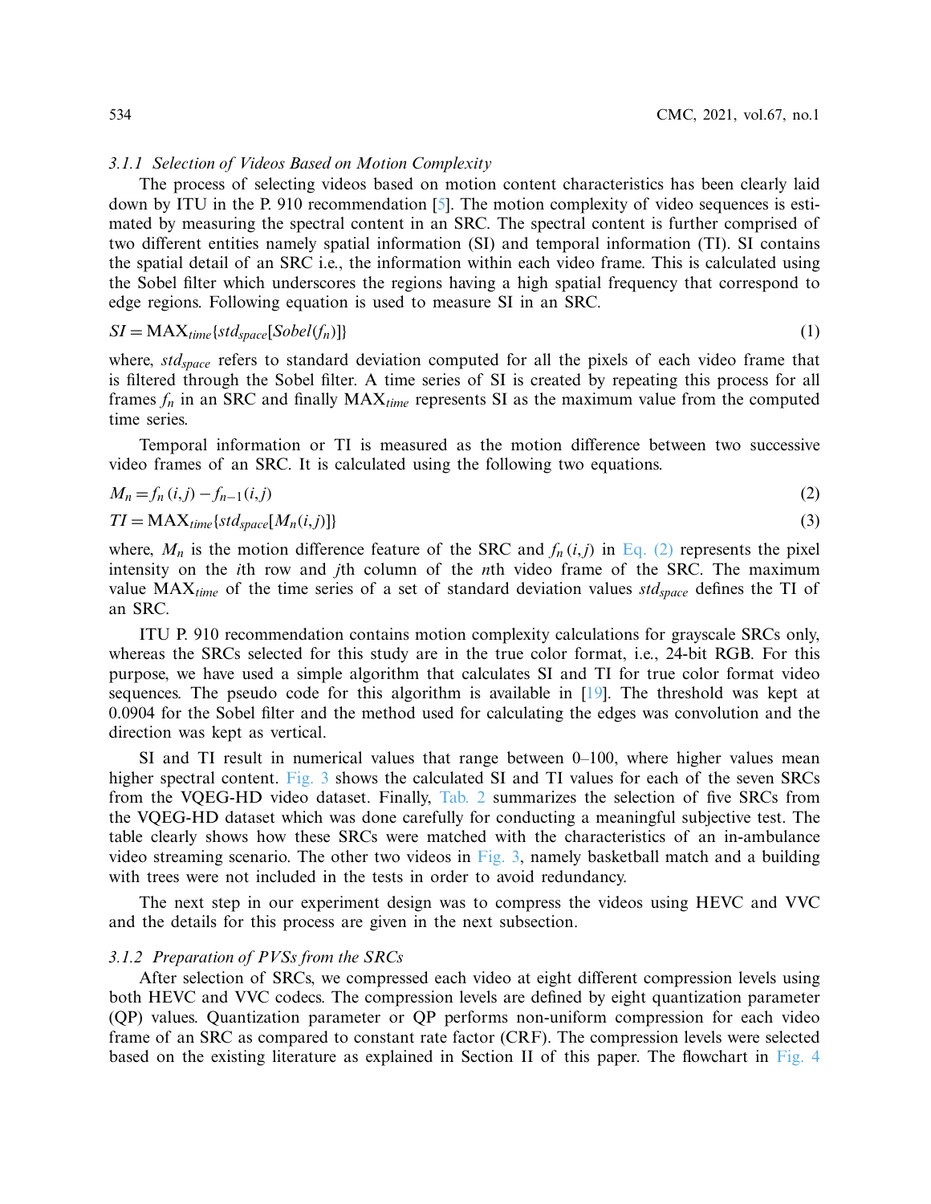#### 3.1.1 Selection of Videos Based on Motion Complexity

The process of selecting videos based on motion content characteristics has been clearly laid down by ITU in the P. 910 recommendation [5]. The motion complexity of video sequences is estimated by measuring the spectral content in an SRC. The spectral content is further comprised of two different entities namely spatial information (SI) and temporal information (TI). SI contains the spatial detail of an SRC i.e., the information within each video frame. This is calculated using the Sobel filter which underscores the regions having a high spatial frequency that correspond to edge regions. Following equation is used to measure SI in an SRC.

$$SI = \text{MAX}_{time}\{std_{space}[Sobel(f_n)]\} \tag{1}$$

where, $std_{space}$ refers to standard deviation computed for all the pixels of each video frame that is filtered through the Sobel filter. A time series of SI is created by repeating this process for all frames $f_n$ in an SRC and finally $\text{MAX}_{time}$ represents SI as the maximum value from the computed time series.

Temporal information or TI is measured as the motion difference between two successive video frames of an SRC. It is calculated using the following two equations.

$$M_n = f_n(i,j) - f_{n-1}(i,j) \tag{2}$$

$$TI = \text{MAX}_{time}\{std_{space}[M_n(i,j)]\} \tag{3}$$

where, $M_n$ is the motion difference feature of the SRC and $f_n(i,j)$ in Eq. (2) represents the pixel intensity on the $i$th row and $j$th column of the $n$th video frame of the SRC. The maximum value $\text{MAX}_{time}$ of the time series of a set of standard deviation values $std_{space}$ defines the TI of an SRC.

ITU P. 910 recommendation contains motion complexity calculations for grayscale SRCs only, whereas the SRCs selected for this study are in the true color format, i.e., 24-bit RGB. For this purpose, we have used a simple algorithm that calculates SI and TI for true color format video sequences. The pseudo code for this algorithm is available in [19]. The threshold was kept at 0.0904 for the Sobel filter and the method used for calculating the edges was convolution and the direction was kept as vertical.

SI and TI result in numerical values that range between 0–100, where higher values mean higher spectral content. Fig. 3 shows the calculated SI and TI values for each of the seven SRCs from the VQEG-HD video dataset. Finally, Tab. 2 summarizes the selection of five SRCs from the VQEG-HD dataset which was done carefully for conducting a meaningful subjective test. The table clearly shows how these SRCs were matched with the characteristics of an in-ambulance video streaming scenario. The other two videos in Fig. 3, namely basketball match and a building with trees were not included in the tests in order to avoid redundancy.

The next step in our experiment design was to compress the videos using HEVC and VVC and the details for this process are given in the next subsection.

#### 3.1.2 Preparation of PVSs from the SRCs

After selection of SRCs, we compressed each video at eight different compression levels using both HEVC and VVC codecs. The compression levels are defined by eight quantization parameter (QP) values. Quantization parameter or QP performs non-uniform compression for each video frame of an SRC as compared to constant rate factor (CRF). The compression levels were selected based on the existing literature as explained in Section II of this paper. The flowchart in Fig. 4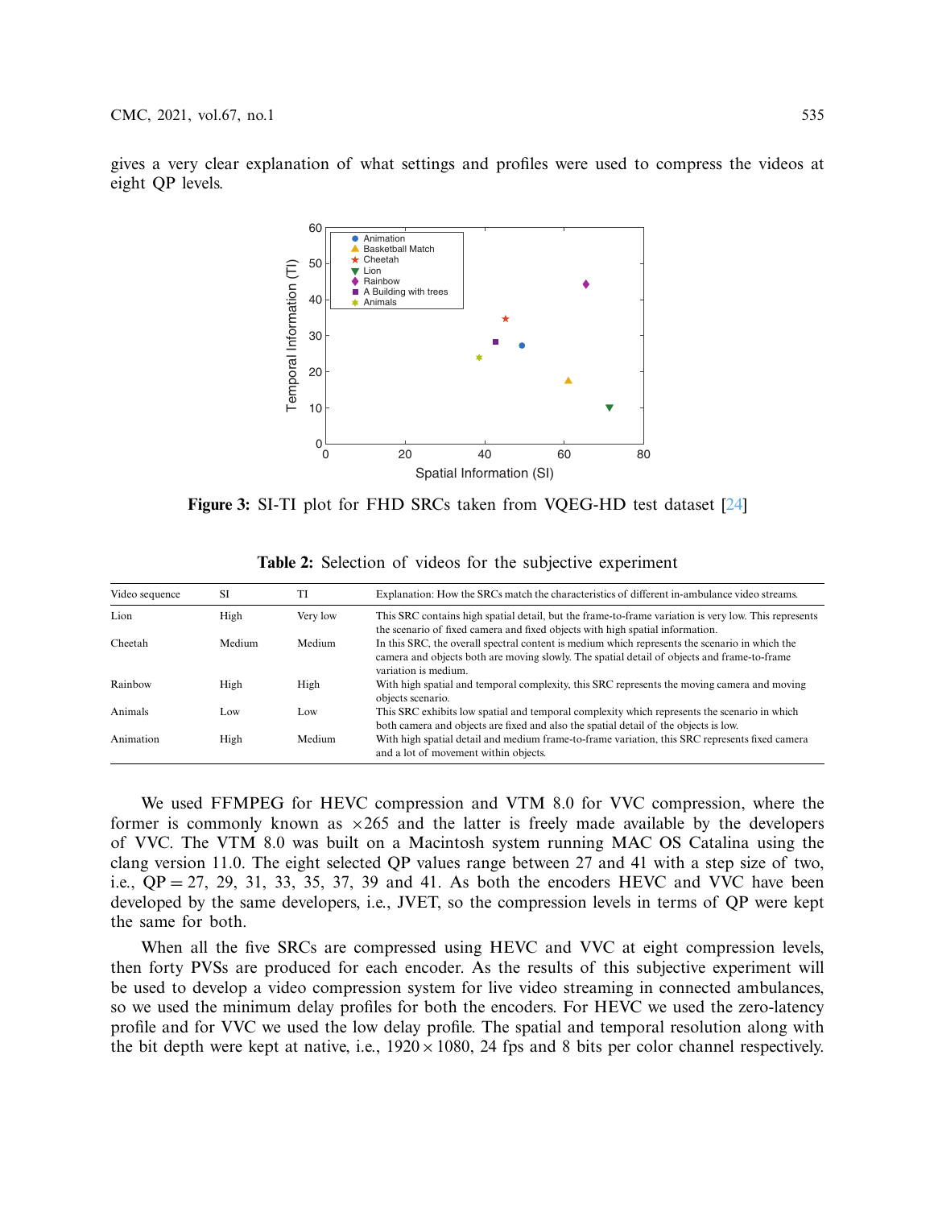gives a very clear explanation of what settings and profiles were used to compress the videos at eight QP levels.

**Figure 3:** SI-TI plot for FHD SRCs taken from VQEG-HD test dataset [24]

**Table 2:** Selection of videos for the subjective experiment

| Video sequence | SI | TI | Explanation: How the SRCs match the characteristics of different in-ambulance video streams. |
|---|---|---|---|
| Lion | High | Very low | This SRC contains high spatial detail, but the frame-to-frame variation is very low. This represents the scenario of fixed camera and fixed objects with high spatial information. |
| Cheetah | Medium | Medium | In this SRC, the overall spectral content is medium which represents the scenario in which the camera and objects both are moving slowly. The spatial detail of objects and frame-to-frame variation is medium. |
| Rainbow | High | High | With high spatial and temporal complexity, this SRC represents the moving camera and moving objects scenario. |
| Animals | Low | Low | This SRC exhibits low spatial and temporal complexity which represents the scenario in which both camera and objects are fixed and also the spatial detail of the objects is low. |
| Animation | High | Medium | With high spatial detail and medium frame-to-frame variation, this SRC represents fixed camera and a lot of movement within objects. |

We used FFMPEG for HEVC compression and VTM 8.0 for VVC compression, where the former is commonly known as ×265 and the latter is freely made available by the developers of VVC. The VTM 8.0 was built on a Macintosh system running MAC OS Catalina using the clang version 11.0. The eight selected QP values range between 27 and 41 with a step size of two, i.e., QP = 27, 29, 31, 33, 35, 37, 39 and 41. As both the encoders HEVC and VVC have been developed by the same developers, i.e., JVET, so the compression levels in terms of QP were kept the same for both.

When all the five SRCs are compressed using HEVC and VVC at eight compression levels, then forty PVSs are produced for each encoder. As the results of this subjective experiment will be used to develop a video compression system for live video streaming in connected ambulances, so we used the minimum delay profiles for both the encoders. For HEVC we used the zero-latency profile and for VVC we used the low delay profile. The spatial and temporal resolution along with the bit depth were kept at native, i.e., $1920 \times 1080$, 24 fps and 8 bits per color channel respectively.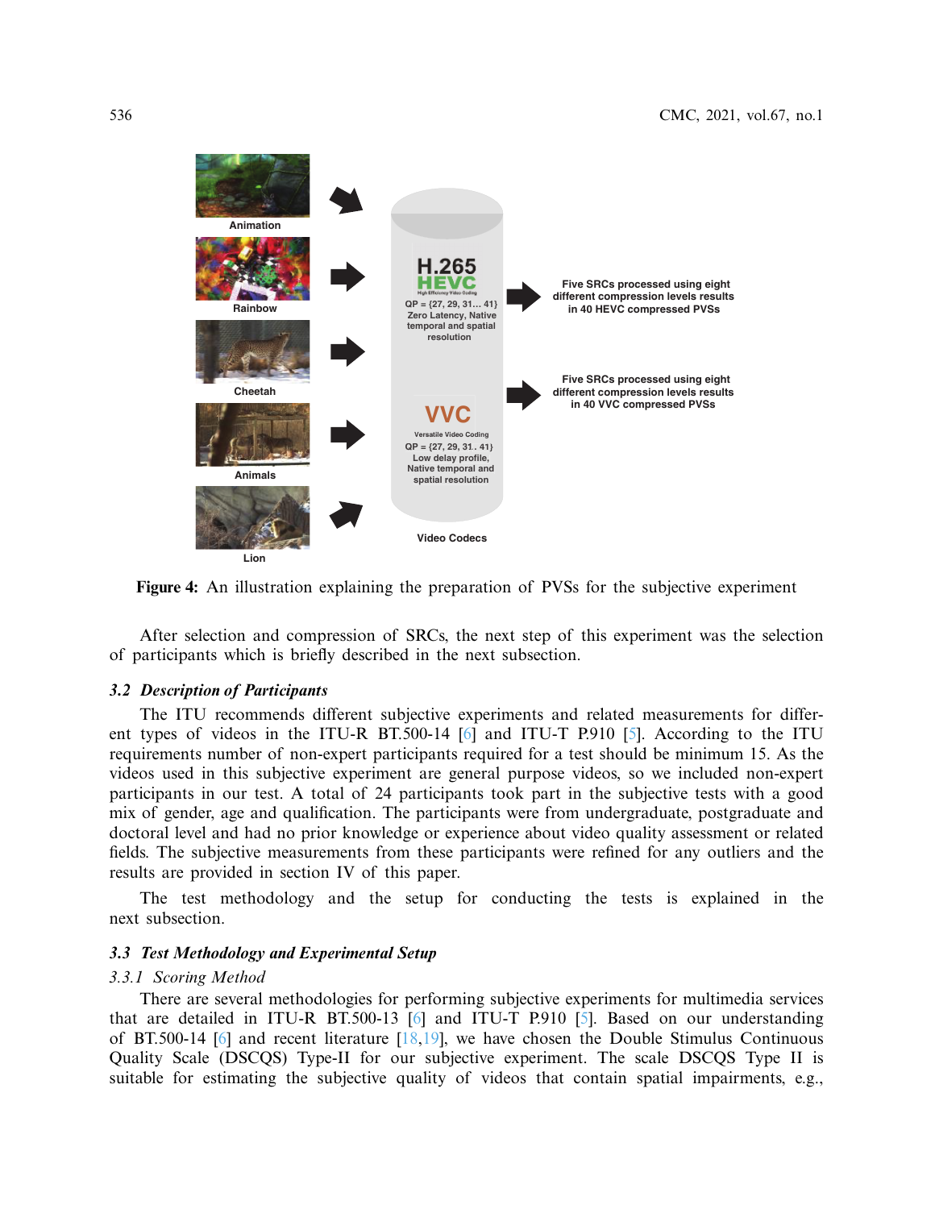Figure 4: An illustration explaining the preparation of PVSs for the subjective experiment

After selection and compression of SRCs, the next step of this experiment was the selection of participants which is briefly described in the next subsection.

### 3.2 Description of Participants

The ITU recommends different subjective experiments and related measurements for different types of videos in the ITU-R BT.500-14 [6] and ITU-T P.910 [5]. According to the ITU requirements number of non-expert participants required for a test should be minimum 15. As the videos used in this subjective experiment are general purpose videos, so we included non-expert participants in our test. A total of 24 participants took part in the subjective tests with a good mix of gender, age and qualification. The participants were from undergraduate, postgraduate and doctoral level and had no prior knowledge or experience about video quality assessment or related fields. The subjective measurements from these participants were refined for any outliers and the results are provided in section IV of this paper.

The test methodology and the setup for conducting the tests is explained in the next subsection.

### 3.3 Test Methodology and Experimental Setup

#### 3.3.1 Scoring Method

There are several methodologies for performing subjective experiments for multimedia services that are detailed in ITU-R BT.500-13 [6] and ITU-T P.910 [5]. Based on our understanding of BT.500-14 [6] and recent literature [18,19], we have chosen the Double Stimulus Continuous Quality Scale (DSCQS) Type-II for our subjective experiment. The scale DSCQS Type II is suitable for estimating the subjective quality of videos that contain spatial impairments, e.g.,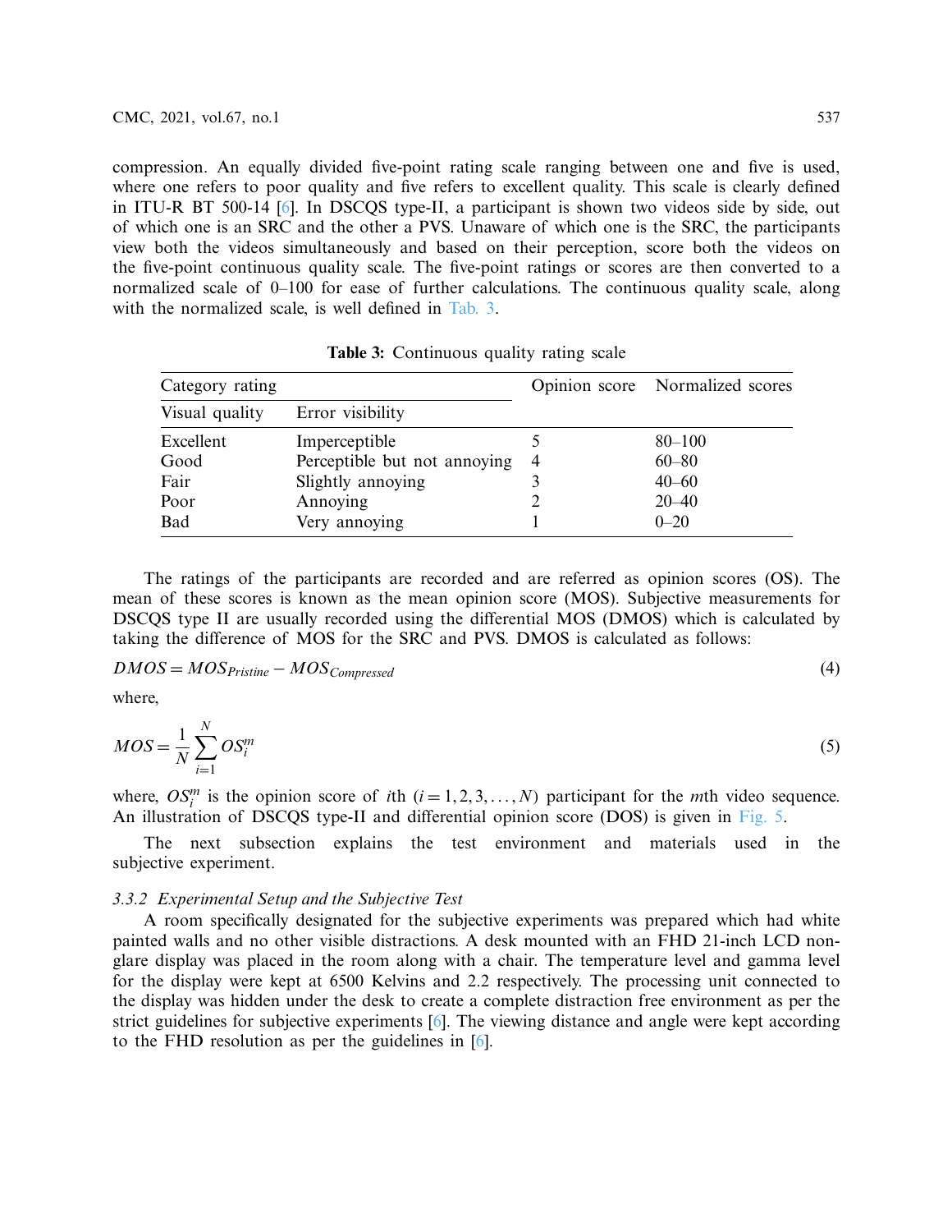compression. An equally divided five-point rating scale ranging between one and five is used, where one refers to poor quality and five refers to excellent quality. This scale is clearly defined in ITU-R BT 500-14 [6]. In DSCQS type-II, a participant is shown two videos side by side, out of which one is an SRC and the other a PVS. Unaware of which one is the SRC, the participants view both the videos simultaneously and based on their perception, score both the videos on the five-point continuous quality scale. The five-point ratings or scores are then converted to a normalized scale of 0–100 for ease of further calculations. The continuous quality scale, along with the normalized scale, is well defined in Tab. 3.

**Table 3:** Continuous quality rating scale

| Category rating | | Opinion score | Normalized scores |
|---|---|---|---|
| Visual quality | Error visibility | | |
| Excellent | Imperceptible | 5 | 80–100 |
| Good | Perceptible but not annoying | 4 | 60–80 |
| Fair | Slightly annoying | 3 | 40–60 |
| Poor | Annoying | 2 | 20–40 |
| Bad | Very annoying | 1 | 0–20 |

The ratings of the participants are recorded and are referred as opinion scores (OS). The mean of these scores is known as the mean opinion score (MOS). Subjective measurements for DSCQS type II are usually recorded using the differential MOS (DMOS) which is calculated by taking the difference of MOS for the SRC and PVS. DMOS is calculated as follows:

$$DMOS = MOS_{Pristine} - MOS_{Compressed} \tag{4}$$

where,

$$MOS = \frac{1}{N}\sum_{i=1}^{N} OS_i^m \tag{5}$$

where, $OS_i^m$ is the opinion score of $i$th $(i = 1, 2, 3, \ldots, N)$ participant for the $m$th video sequence. An illustration of DSCQS type-II and differential opinion score (DOS) is given in Fig. 5.

The next subsection explains the test environment and materials used in the subjective experiment.

### *3.3.2 Experimental Setup and the Subjective Test*

A room specifically designated for the subjective experiments was prepared which had white painted walls and no other visible distractions. A desk mounted with an FHD 21-inch LCD non-glare display was placed in the room along with a chair. The temperature level and gamma level for the display were kept at 6500 Kelvins and 2.2 respectively. The processing unit connected to the display was hidden under the desk to create a complete distraction free environment as per the strict guidelines for subjective experiments [6]. The viewing distance and angle were kept according to the FHD resolution as per the guidelines in [6].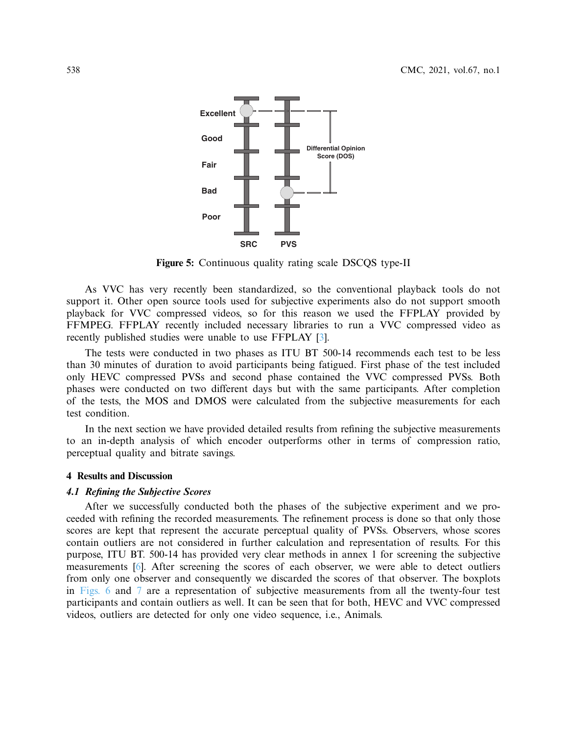**Figure 5:** Continuous quality rating scale DSCQS type-II

As VVC has very recently been standardized, so the conventional playback tools do not support it. Other open source tools used for subjective experiments also do not support smooth playback for VVC compressed videos, so for this reason we used the FFPLAY provided by FFMPEG. FFPLAY recently included necessary libraries to run a VVC compressed video as recently published studies were unable to use FFPLAY [3].

The tests were conducted in two phases as ITU BT 500-14 recommends each test to be less than 30 minutes of duration to avoid participants being fatigued. First phase of the test included only HEVC compressed PVSs and second phase contained the VVC compressed PVSs. Both phases were conducted on two different days but with the same participants. After completion of the tests, the MOS and DMOS were calculated from the subjective measurements for each test condition.

In the next section we have provided detailed results from refining the subjective measurements to an in-depth analysis of which encoder outperforms other in terms of compression ratio, perceptual quality and bitrate savings.

## 4 Results and Discussion

### *4.1 Refining the Subjective Scores*

After we successfully conducted both the phases of the subjective experiment and we proceeded with refining the recorded measurements. The refinement process is done so that only those scores are kept that represent the accurate perceptual quality of PVSs. Observers, whose scores contain outliers are not considered in further calculation and representation of results. For this purpose, ITU BT. 500-14 has provided very clear methods in annex 1 for screening the subjective measurements [6]. After screening the scores of each observer, we were able to detect outliers from only one observer and consequently we discarded the scores of that observer. The boxplots in Figs. 6 and 7 are a representation of subjective measurements from all the twenty-four test participants and contain outliers as well. It can be seen that for both, HEVC and VVC compressed videos, outliers are detected for only one video sequence, i.e., Animals.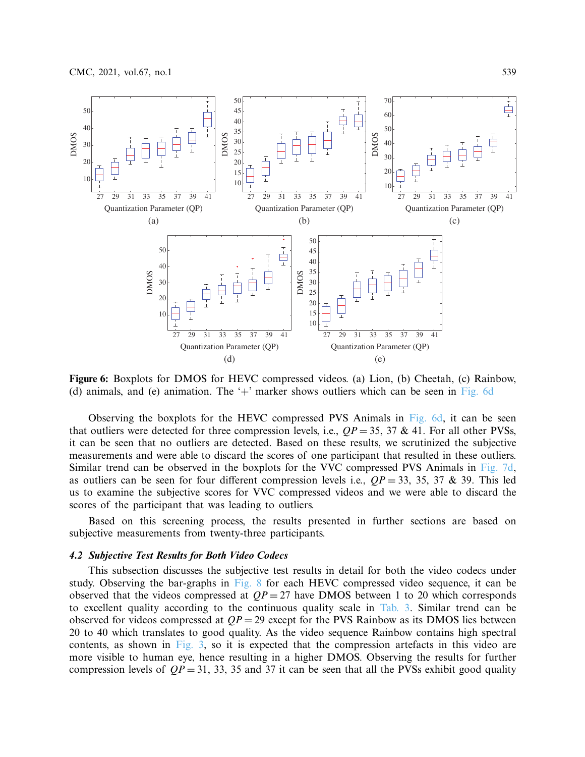**Figure 6:** Boxplots for DMOS for HEVC compressed videos. (a) Lion, (b) Cheetah, (c) Rainbow, (d) animals, and (e) animation. The '+' marker shows outliers which can be seen in Fig. 6d

Observing the boxplots for the HEVC compressed PVS Animals in Fig. 6d, it can be seen that outliers were detected for three compression levels, i.e., $QP = 35$, 37 & 41. For all other PVSs, it can be seen that no outliers are detected. Based on these results, we scrutinized the subjective measurements and were able to discard the scores of one participant that resulted in these outliers. Similar trend can be observed in the boxplots for the VVC compressed PVS Animals in Fig. 7d, as outliers can be seen for four different compression levels i.e., $QP = 33$, 35, 37 & 39. This led us to examine the subjective scores for VVC compressed videos and we were able to discard the scores of the participant that was leading to outliers.

Based on this screening process, the results presented in further sections are based on subjective measurements from twenty-three participants.

### *4.2 Subjective Test Results for Both Video Codecs*

This subsection discusses the subjective test results in detail for both the video codecs under study. Observing the bar-graphs in Fig. 8 for each HEVC compressed video sequence, it can be observed that the videos compressed at $QP = 27$ have DMOS between 1 to 20 which corresponds to excellent quality according to the continuous quality scale in Tab. 3. Similar trend can be observed for videos compressed at $QP = 29$ except for the PVS Rainbow as its DMOS lies between 20 to 40 which translates to good quality. As the video sequence Rainbow contains high spectral contents, as shown in Fig. 3, so it is expected that the compression artefacts in this video are more visible to human eye, hence resulting in a higher DMOS. Observing the results for further compression levels of $QP = 31$, 33, 35 and 37 it can be seen that all the PVSs exhibit good quality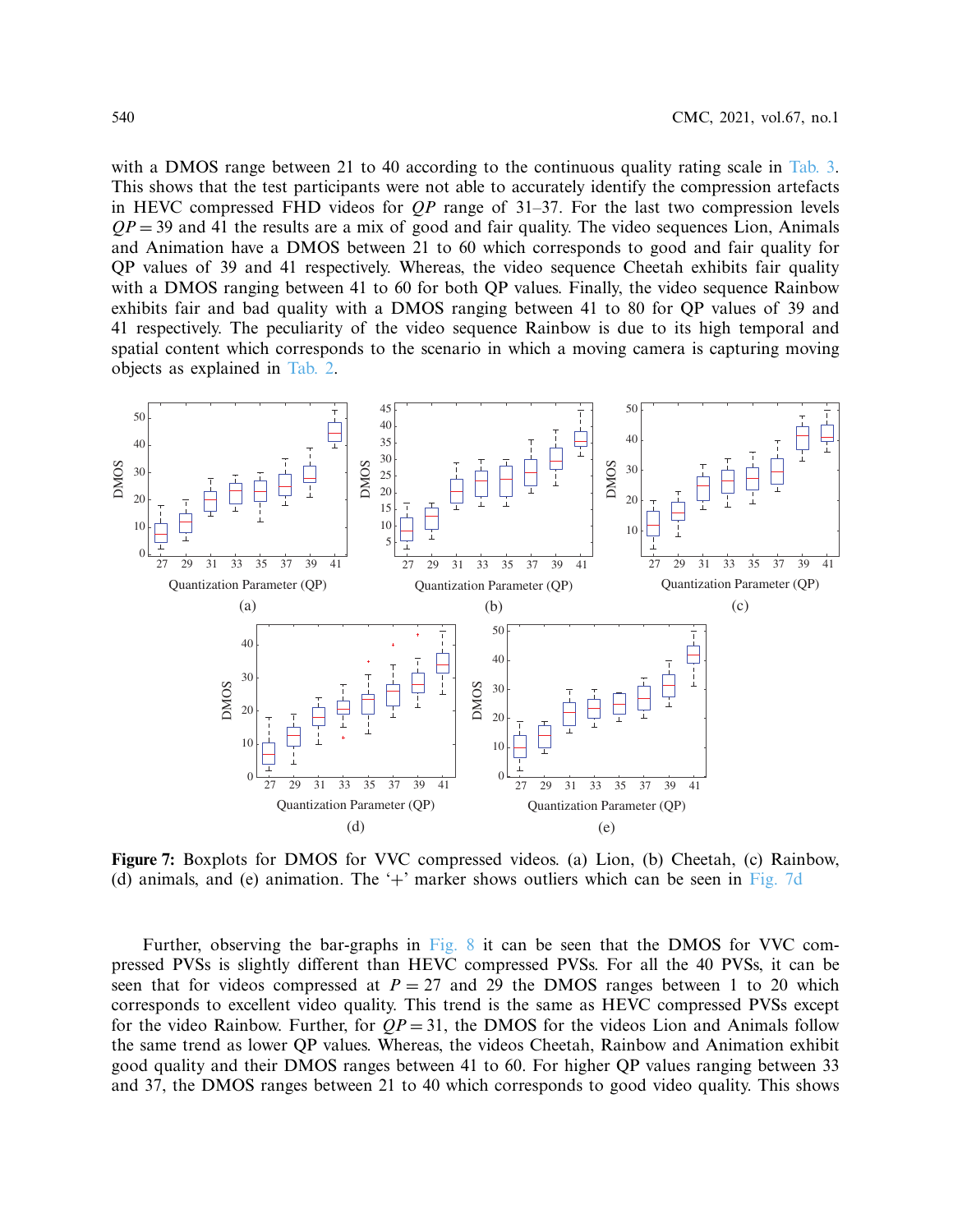with a DMOS range between 21 to 40 according to the continuous quality rating scale in Tab. 3. This shows that the test participants were not able to accurately identify the compression artefacts in HEVC compressed FHD videos for $QP$ range of 31–37. For the last two compression levels $QP = 39$ and 41 the results are a mix of good and fair quality. The video sequences Lion, Animals and Animation have a DMOS between 21 to 60 which corresponds to good and fair quality for QP values of 39 and 41 respectively. Whereas, the video sequence Cheetah exhibits fair quality with a DMOS ranging between 41 to 60 for both QP values. Finally, the video sequence Rainbow exhibits fair and bad quality with a DMOS ranging between 41 to 80 for QP values of 39 and 41 respectively. The peculiarity of the video sequence Rainbow is due to its high temporal and spatial content which corresponds to the scenario in which a moving camera is capturing moving objects as explained in Tab. 2.

**Figure 7:** Boxplots for DMOS for VVC compressed videos. (a) Lion, (b) Cheetah, (c) Rainbow, (d) animals, and (e) animation. The '+' marker shows outliers which can be seen in Fig. 7d

Further, observing the bar-graphs in Fig. 8 it can be seen that the DMOS for VVC compressed PVSs is slightly different than HEVC compressed PVSs. For all the 40 PVSs, it can be seen that for videos compressed at $P = 27$ and 29 the DMOS ranges between 1 to 20 which corresponds to excellent video quality. This trend is the same as HEVC compressed PVSs except for the video Rainbow. Further, for $QP = 31$, the DMOS for the videos Lion and Animals follow the same trend as lower QP values. Whereas, the videos Cheetah, Rainbow and Animation exhibit good quality and their DMOS ranges between 41 to 60. For higher QP values ranging between 33 and 37, the DMOS ranges between 21 to 40 which corresponds to good video quality. This shows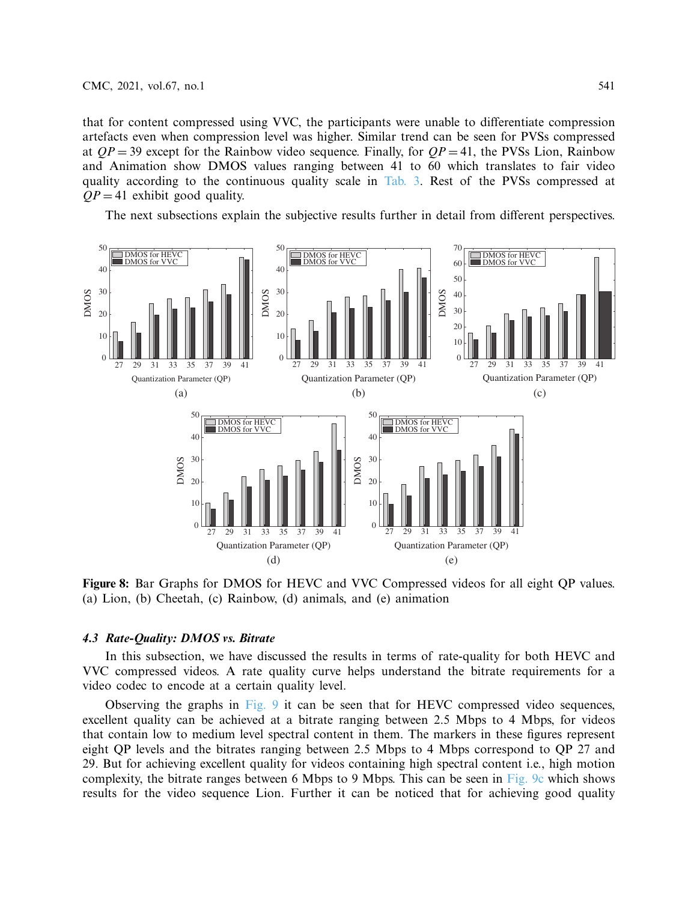that for content compressed using VVC, the participants were unable to differentiate compression artefacts even when compression level was higher. Similar trend can be seen for PVSs compressed at $QP = 39$ except for the Rainbow video sequence. Finally, for $QP = 41$, the PVSs Lion, Rainbow and Animation show DMOS values ranging between 41 to 60 which translates to fair video quality according to the continuous quality scale in Tab. 3. Rest of the PVSs compressed at $QP = 41$ exhibit good quality.

The next subsections explain the subjective results further in detail from different perspectives.

**Figure 8:** Bar Graphs for DMOS for HEVC and VVC Compressed videos for all eight QP values. (a) Lion, (b) Cheetah, (c) Rainbow, (d) animals, and (e) animation

### *4.3 Rate-Quality: DMOS vs. Bitrate*

In this subsection, we have discussed the results in terms of rate-quality for both HEVC and VVC compressed videos. A rate quality curve helps understand the bitrate requirements for a video codec to encode at a certain quality level.

Observing the graphs in Fig. 9 it can be seen that for HEVC compressed video sequences, excellent quality can be achieved at a bitrate ranging between 2.5 Mbps to 4 Mbps, for videos that contain low to medium level spectral content in them. The markers in these figures represent eight QP levels and the bitrates ranging between 2.5 Mbps to 4 Mbps correspond to QP 27 and 29. But for achieving excellent quality for videos containing high spectral content i.e., high motion complexity, the bitrate ranges between 6 Mbps to 9 Mbps. This can be seen in Fig. 9c which shows results for the video sequence Lion. Further it can be noticed that for achieving good quality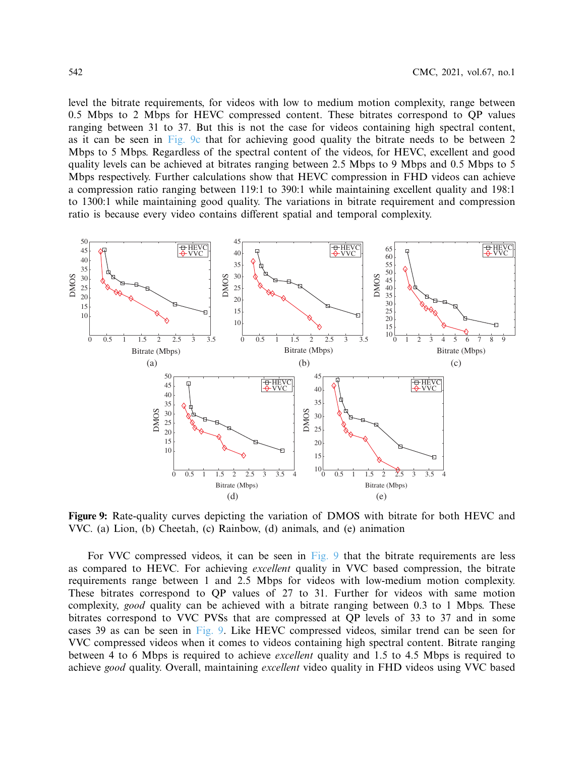level the bitrate requirements, for videos with low to medium motion complexity, range between 0.5 Mbps to 2 Mbps for HEVC compressed content. These bitrates correspond to QP values ranging between 31 to 37. But this is not the case for videos containing high spectral content, as it can be seen in Fig. 9c that for achieving good quality the bitrate needs to be between 2 Mbps to 5 Mbps. Regardless of the spectral content of the videos, for HEVC, excellent and good quality levels can be achieved at bitrates ranging between 2.5 Mbps to 9 Mbps and 0.5 Mbps to 5 Mbps respectively. Further calculations show that HEVC compression in FHD videos can achieve a compression ratio ranging between 119:1 to 390:1 while maintaining excellent quality and 198:1 to 1300:1 while maintaining good quality. The variations in bitrate requirement and compression ratio is because every video contains different spatial and temporal complexity.

**Figure 9:** Rate-quality curves depicting the variation of DMOS with bitrate for both HEVC and VVC. (a) Lion, (b) Cheetah, (c) Rainbow, (d) animals, and (e) animation

For VVC compressed videos, it can be seen in Fig. 9 that the bitrate requirements are less as compared to HEVC. For achieving *excellent* quality in VVC based compression, the bitrate requirements range between 1 and 2.5 Mbps for videos with low-medium motion complexity. These bitrates correspond to QP values of 27 to 31. Further for videos with same motion complexity, *good* quality can be achieved with a bitrate ranging between 0.3 to 1 Mbps. These bitrates correspond to VVC PVSs that are compressed at QP levels of 33 to 37 and in some cases 39 as can be seen in Fig. 9. Like HEVC compressed videos, similar trend can be seen for VVC compressed videos when it comes to videos containing high spectral content. Bitrate ranging between 4 to 6 Mbps is required to achieve *excellent* quality and 1.5 to 4.5 Mbps is required to achieve *good* quality. Overall, maintaining *excellent* video quality in FHD videos using VVC based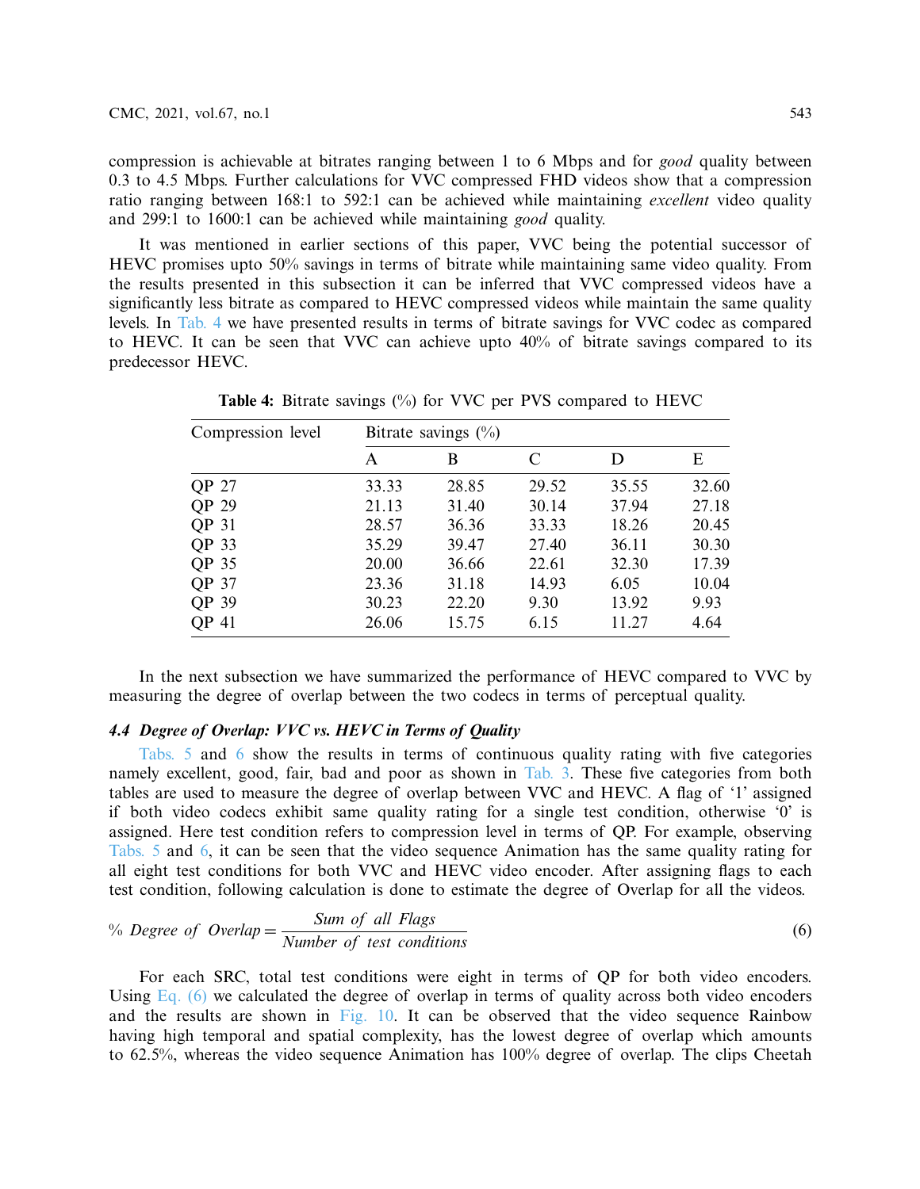compression is achievable at bitrates ranging between 1 to 6 Mbps and for *good* quality between 0.3 to 4.5 Mbps. Further calculations for VVC compressed FHD videos show that a compression ratio ranging between 168:1 to 592:1 can be achieved while maintaining *excellent* video quality and 299:1 to 1600:1 can be achieved while maintaining *good* quality.

It was mentioned in earlier sections of this paper, VVC being the potential successor of HEVC promises upto 50% savings in terms of bitrate while maintaining same video quality. From the results presented in this subsection it can be inferred that VVC compressed videos have a significantly less bitrate as compared to HEVC compressed videos while maintain the same quality levels. In Tab. 4 we have presented results in terms of bitrate savings for VVC codec as compared to HEVC. It can be seen that VVC can achieve upto 40% of bitrate savings compared to its predecessor HEVC.

**Table 4:** Bitrate savings (%) for VVC per PVS compared to HEVC

| Compression level | Bitrate savings (%) | | | | |
|---|---|---|---|---|---|
| | A | B | C | D | E |
| QP 27 | 33.33 | 28.85 | 29.52 | 35.55 | 32.60 |
| QP 29 | 21.13 | 31.40 | 30.14 | 37.94 | 27.18 |
| QP 31 | 28.57 | 36.36 | 33.33 | 18.26 | 20.45 |
| QP 33 | 35.29 | 39.47 | 27.40 | 36.11 | 30.30 |
| QP 35 | 20.00 | 36.66 | 22.61 | 32.30 | 17.39 |
| QP 37 | 23.36 | 31.18 | 14.93 | 6.05 | 10.04 |
| QP 39 | 30.23 | 22.20 | 9.30 | 13.92 | 9.93 |
| QP 41 | 26.06 | 15.75 | 6.15 | 11.27 | 4.64 |

In the next subsection we have summarized the performance of HEVC compared to VVC by measuring the degree of overlap between the two codecs in terms of perceptual quality.

### *4.4 Degree of Overlap: VVC vs. HEVC in Terms of Quality*

Tabs. 5 and 6 show the results in terms of continuous quality rating with five categories namely excellent, good, fair, bad and poor as shown in Tab. 3. These five categories from both tables are used to measure the degree of overlap between VVC and HEVC. A flag of '1' assigned if both video codecs exhibit same quality rating for a single test condition, otherwise '0' is assigned. Here test condition refers to compression level in terms of QP. For example, observing Tabs. 5 and 6, it can be seen that the video sequence Animation has the same quality rating for all eight test conditions for both VVC and HEVC video encoder. After assigning flags to each test condition, following calculation is done to estimate the degree of Overlap for all the videos.

$$\%\ Degree\ of\ Overlap = \frac{Sum\ of\ all\ Flags}{Number\ of\ test\ conditions} \tag{6}$$

For each SRC, total test conditions were eight in terms of QP for both video encoders. Using Eq. (6) we calculated the degree of overlap in terms of quality across both video encoders and the results are shown in Fig. 10. It can be observed that the video sequence Rainbow having high temporal and spatial complexity, has the lowest degree of overlap which amounts to 62.5%, whereas the video sequence Animation has 100% degree of overlap. The clips Cheetah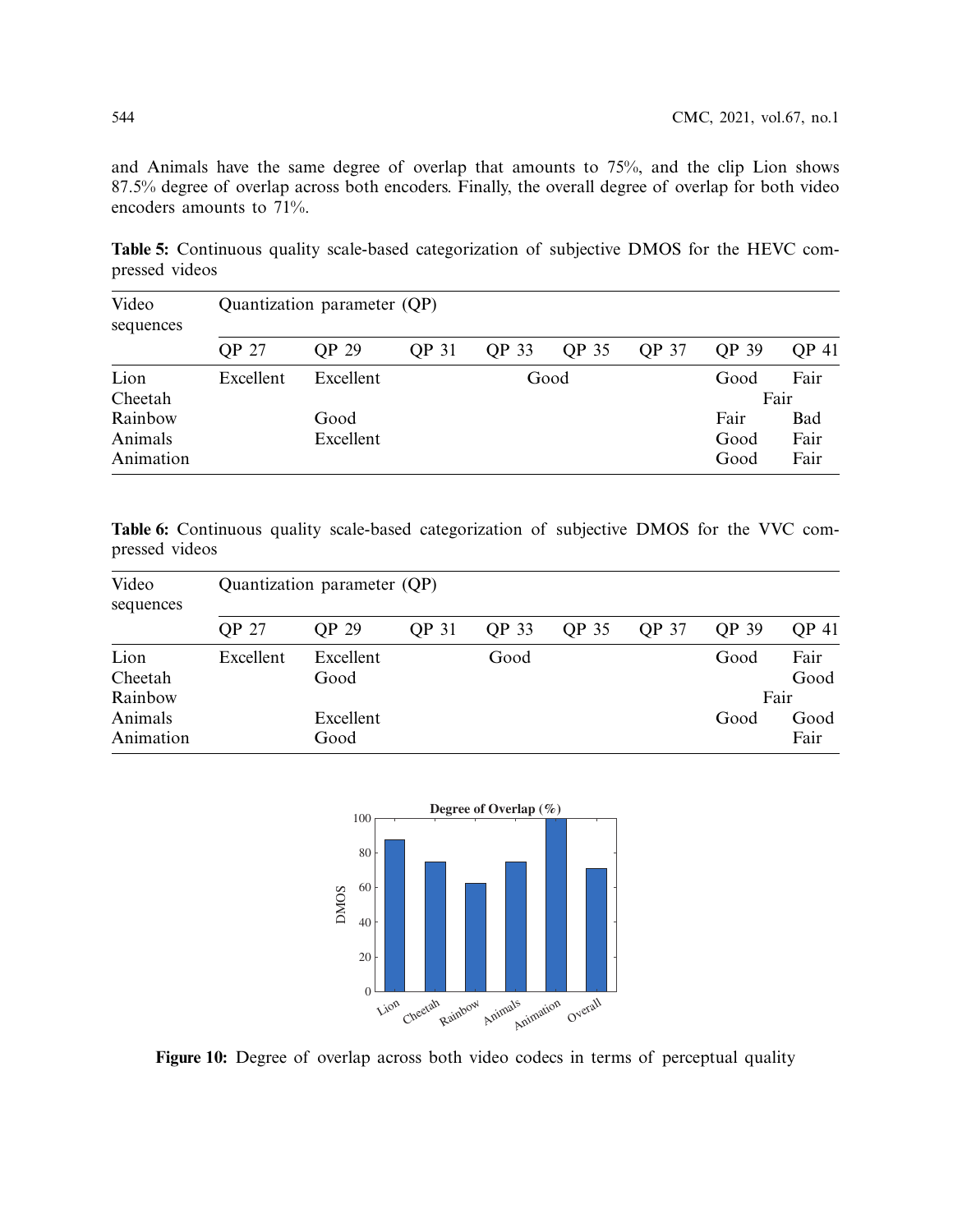and Animals have the same degree of overlap that amounts to 75%, and the clip Lion shows 87.5% degree of overlap across both encoders. Finally, the overall degree of overlap for both video encoders amounts to 71%.

**Table 5:** Continuous quality scale-based categorization of subjective DMOS for the HEVC compressed videos

| Video sequences | Quantization parameter (QP) | | | | | | | |
|---|---|---|---|---|---|---|---|---|
| | QP 27 | QP 29 | QP 31 | QP 33 | QP 35 | QP 37 | QP 39 | QP 41 |
| Lion | Excellent | Excellent | | Good | | | Good | Fair |
| Cheetah | | | | | | | Fair | |
| Rainbow | | Good | | | | | Fair | Bad |
| Animals | | Excellent | | | | | Good | Fair |
| Animation | | | | | | | Good | Fair |

**Table 6:** Continuous quality scale-based categorization of subjective DMOS for the VVC compressed videos

| Video sequences | Quantization parameter (QP) | | | | | | | |
|---|---|---|---|---|---|---|---|---|
| | QP 27 | QP 29 | QP 31 | QP 33 | QP 35 | QP 37 | QP 39 | QP 41 |
| Lion | Excellent | Excellent | | Good | | | Good | Fair |
| Cheetah | | Good | | | | | | Good |
| Rainbow | | | | | | | Fair | |
| Animals | | Excellent | | | | | Good | Good |
| Animation | | Good | | | | | | Fair |

**Figure 10:** Degree of overlap across both video codecs in terms of perceptual quality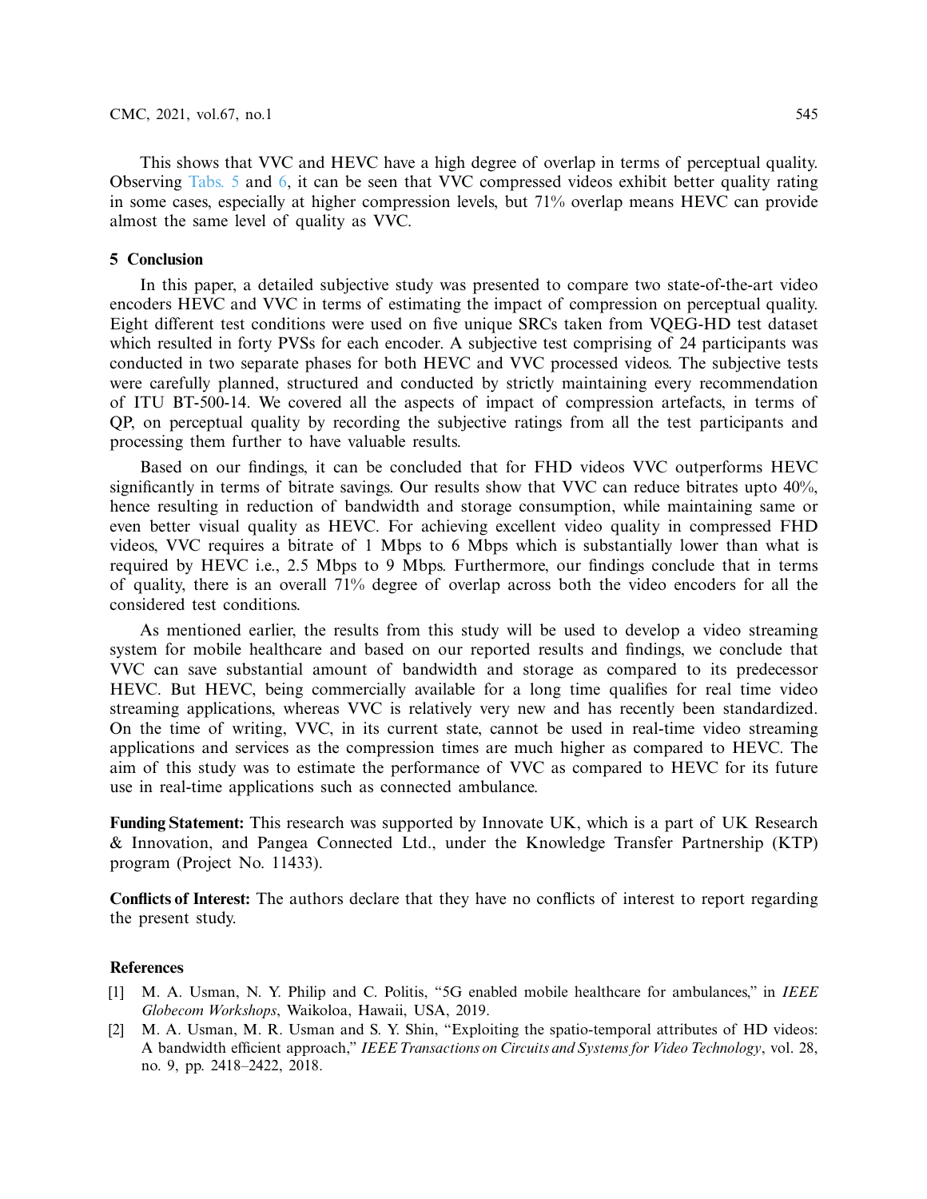This shows that VVC and HEVC have a high degree of overlap in terms of perceptual quality. Observing Tabs. 5 and 6, it can be seen that VVC compressed videos exhibit better quality rating in some cases, especially at higher compression levels, but 71% overlap means HEVC can provide almost the same level of quality as VVC.

## 5 Conclusion

In this paper, a detailed subjective study was presented to compare two state-of-the-art video encoders HEVC and VVC in terms of estimating the impact of compression on perceptual quality. Eight different test conditions were used on five unique SRCs taken from VQEG-HD test dataset which resulted in forty PVSs for each encoder. A subjective test comprising of 24 participants was conducted in two separate phases for both HEVC and VVC processed videos. The subjective tests were carefully planned, structured and conducted by strictly maintaining every recommendation of ITU BT-500-14. We covered all the aspects of impact of compression artefacts, in terms of QP, on perceptual quality by recording the subjective ratings from all the test participants and processing them further to have valuable results.

Based on our findings, it can be concluded that for FHD videos VVC outperforms HEVC significantly in terms of bitrate savings. Our results show that VVC can reduce bitrates upto 40%, hence resulting in reduction of bandwidth and storage consumption, while maintaining same or even better visual quality as HEVC. For achieving excellent video quality in compressed FHD videos, VVC requires a bitrate of 1 Mbps to 6 Mbps which is substantially lower than what is required by HEVC i.e., 2.5 Mbps to 9 Mbps. Furthermore, our findings conclude that in terms of quality, there is an overall 71% degree of overlap across both the video encoders for all the considered test conditions.

As mentioned earlier, the results from this study will be used to develop a video streaming system for mobile healthcare and based on our reported results and findings, we conclude that VVC can save substantial amount of bandwidth and storage as compared to its predecessor HEVC. But HEVC, being commercially available for a long time qualifies for real time video streaming applications, whereas VVC is relatively very new and has recently been standardized. On the time of writing, VVC, in its current state, cannot be used in real-time video streaming applications and services as the compression times are much higher as compared to HEVC. The aim of this study was to estimate the performance of VVC as compared to HEVC for its future use in real-time applications such as connected ambulance.

**Funding Statement:** This research was supported by Innovate UK, which is a part of UK Research & Innovation, and Pangea Connected Ltd., under the Knowledge Transfer Partnership (KTP) program (Project No. 11433).

**Conflicts of Interest:** The authors declare that they have no conflicts of interest to report regarding the present study.

## References

[1] M. A. Usman, N. Y. Philip and C. Politis, "5G enabled mobile healthcare for ambulances," in *IEEE Globecom Workshops*, Waikoloa, Hawaii, USA, 2019.

[2] M. A. Usman, M. R. Usman and S. Y. Shin, "Exploiting the spatio-temporal attributes of HD videos: A bandwidth efficient approach," *IEEE Transactions on Circuits and Systems for Video Technology*, vol. 28, no. 9, pp. 2418–2422, 2018.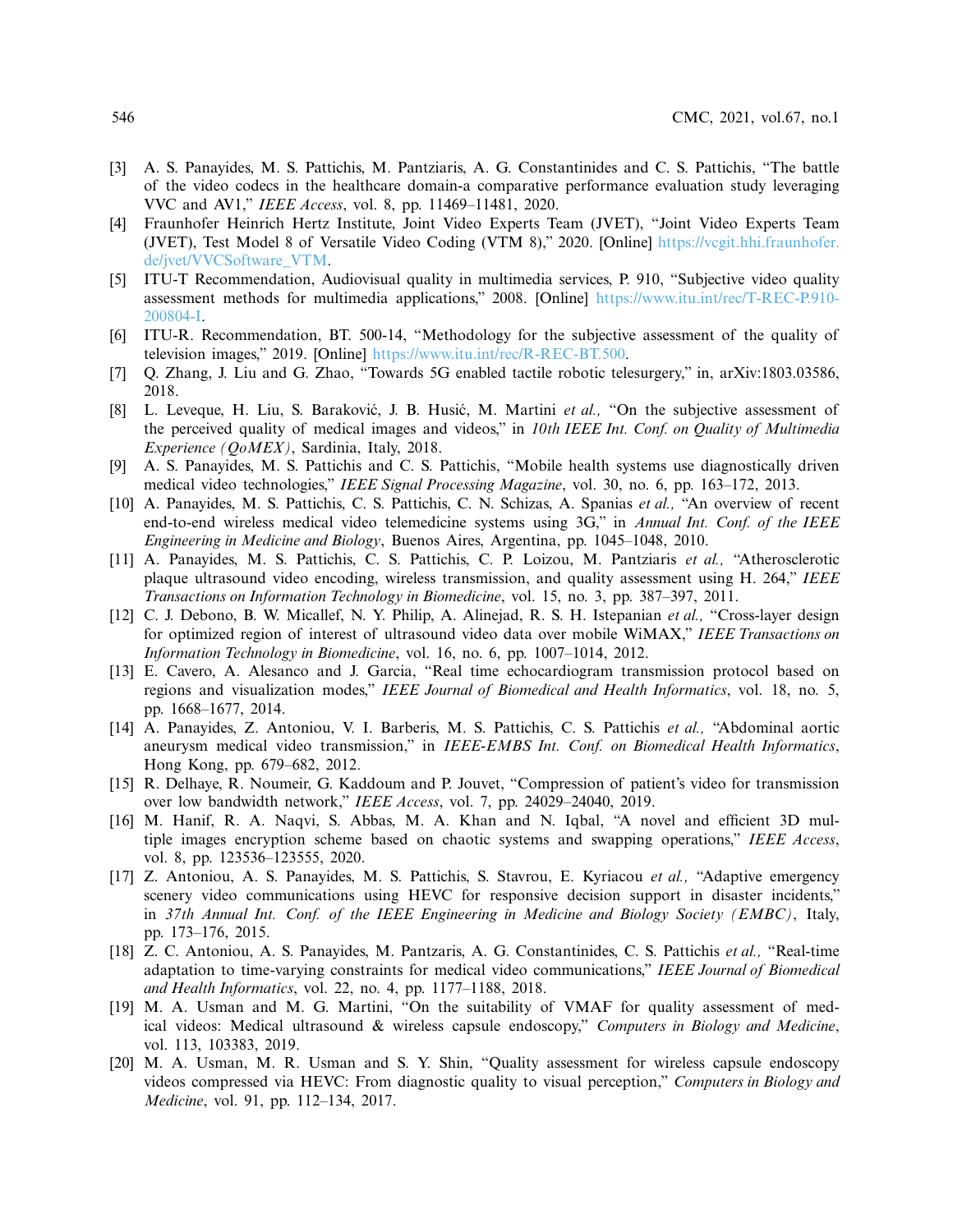[3] A. S. Panayides, M. S. Pattichis, M. Pantziaris, A. G. Constantinides and C. S. Pattichis, "The battle of the video codecs in the healthcare domain-a comparative performance evaluation study leveraging VVC and AV1," *IEEE Access*, vol. 8, pp. 11469–11481, 2020.

[4] Fraunhofer Heinrich Hertz Institute, Joint Video Experts Team (JVET), "Joint Video Experts Team (JVET), Test Model 8 of Versatile Video Coding (VTM 8)," 2020. [Online] https://vcgit.hhi.fraunhofer.de/jvet/VVCSoftware_VTM.

[5] ITU-T Recommendation, Audiovisual quality in multimedia services, P. 910, "Subjective video quality assessment methods for multimedia applications," 2008. [Online] https://www.itu.int/rec/T-REC-P.910-200804-I.

[6] ITU-R. Recommendation, BT. 500-14, "Methodology for the subjective assessment of the quality of television images," 2019. [Online] https://www.itu.int/rec/R-REC-BT.500.

[7] Q. Zhang, J. Liu and G. Zhao, "Towards 5G enabled tactile robotic telesurgery," in, arXiv:1803.03586, 2018.

[8] L. Leveque, H. Liu, S. Baraković, J. B. Husić, M. Martini *et al.,* "On the subjective assessment of the perceived quality of medical images and videos," in *10th IEEE Int. Conf. on Quality of Multimedia Experience (QoMEX)*, Sardinia, Italy, 2018.

[9] A. S. Panayides, M. S. Pattichis and C. S. Pattichis, "Mobile health systems use diagnostically driven medical video technologies," *IEEE Signal Processing Magazine*, vol. 30, no. 6, pp. 163–172, 2013.

[10] A. Panayides, M. S. Pattichis, C. S. Pattichis, C. N. Schizas, A. Spanias *et al.,* "An overview of recent end-to-end wireless medical video telemedicine systems using 3G," in *Annual Int. Conf. of the IEEE Engineering in Medicine and Biology*, Buenos Aires, Argentina, pp. 1045–1048, 2010.

[11] A. Panayides, M. S. Pattichis, C. S. Pattichis, C. P. Loizou, M. Pantziaris *et al.,* "Atherosclerotic plaque ultrasound video encoding, wireless transmission, and quality assessment using H. 264," *IEEE Transactions on Information Technology in Biomedicine*, vol. 15, no. 3, pp. 387–397, 2011.

[12] C. J. Debono, B. W. Micallef, N. Y. Philip, A. Alinejad, R. S. H. Istepanian *et al.,* "Cross-layer design for optimized region of interest of ultrasound video data over mobile WiMAX," *IEEE Transactions on Information Technology in Biomedicine*, vol. 16, no. 6, pp. 1007–1014, 2012.

[13] E. Cavero, A. Alesanco and J. Garcia, "Real time echocardiogram transmission protocol based on regions and visualization modes," *IEEE Journal of Biomedical and Health Informatics*, vol. 18, no. 5, pp. 1668–1677, 2014.

[14] A. Panayides, Z. Antoniou, V. I. Barberis, M. S. Pattichis, C. S. Pattichis *et al.,* "Abdominal aortic aneurysm medical video transmission," in *IEEE-EMBS Int. Conf. on Biomedical Health Informatics*, Hong Kong, pp. 679–682, 2012.

[15] R. Delhaye, R. Noumeir, G. Kaddoum and P. Jouvet, "Compression of patient's video for transmission over low bandwidth network," *IEEE Access*, vol. 7, pp. 24029–24040, 2019.

[16] M. Hanif, R. A. Naqvi, S. Abbas, M. A. Khan and N. Iqbal, "A novel and efficient 3D multiple images encryption scheme based on chaotic systems and swapping operations," *IEEE Access*, vol. 8, pp. 123536–123555, 2020.

[17] Z. Antoniou, A. S. Panayides, M. S. Pattichis, S. Stavrou, E. Kyriacou *et al.,* "Adaptive emergency scenery video communications using HEVC for responsive decision support in disaster incidents," in *37th Annual Int. Conf. of the IEEE Engineering in Medicine and Biology Society (EMBC)*, Italy, pp. 173–176, 2015.

[18] Z. C. Antoniou, A. S. Panayides, M. Pantzaris, A. G. Constantinides, C. S. Pattichis *et al.,* "Real-time adaptation to time-varying constraints for medical video communications," *IEEE Journal of Biomedical and Health Informatics*, vol. 22, no. 4, pp. 1177–1188, 2018.

[19] M. A. Usman and M. G. Martini, "On the suitability of VMAF for quality assessment of medical videos: Medical ultrasound & wireless capsule endoscopy," *Computers in Biology and Medicine*, vol. 113, 103383, 2019.

[20] M. A. Usman, M. R. Usman and S. Y. Shin, "Quality assessment for wireless capsule endoscopy videos compressed via HEVC: From diagnostic quality to visual perception," *Computers in Biology and Medicine*, vol. 91, pp. 112–134, 2017.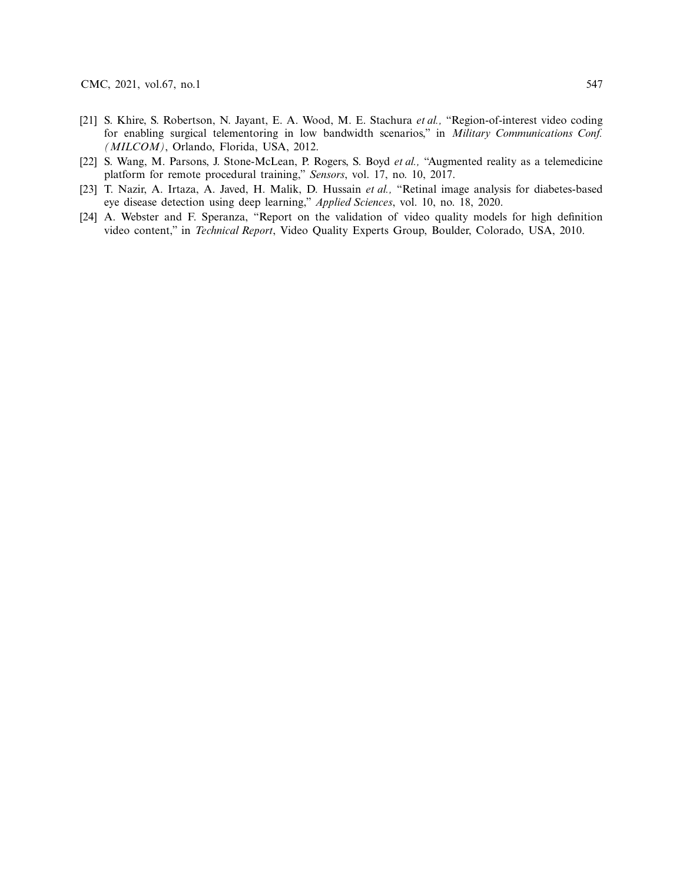[21] S. Khire, S. Robertson, N. Jayant, E. A. Wood, M. E. Stachura *et al.,* "Region-of-interest video coding for enabling surgical telementoring in low bandwidth scenarios," in *Military Communications Conf. (MILCOM)*, Orlando, Florida, USA, 2012.

[22] S. Wang, M. Parsons, J. Stone-McLean, P. Rogers, S. Boyd *et al.,* "Augmented reality as a telemedicine platform for remote procedural training," *Sensors*, vol. 17, no. 10, 2017.

[23] T. Nazir, A. Irtaza, A. Javed, H. Malik, D. Hussain *et al.,* "Retinal image analysis for diabetes-based eye disease detection using deep learning," *Applied Sciences*, vol. 10, no. 18, 2020.

[24] A. Webster and F. Speranza, "Report on the validation of video quality models for high definition video content," in *Technical Report*, Video Quality Experts Group, Boulder, Colorado, USA, 2010.